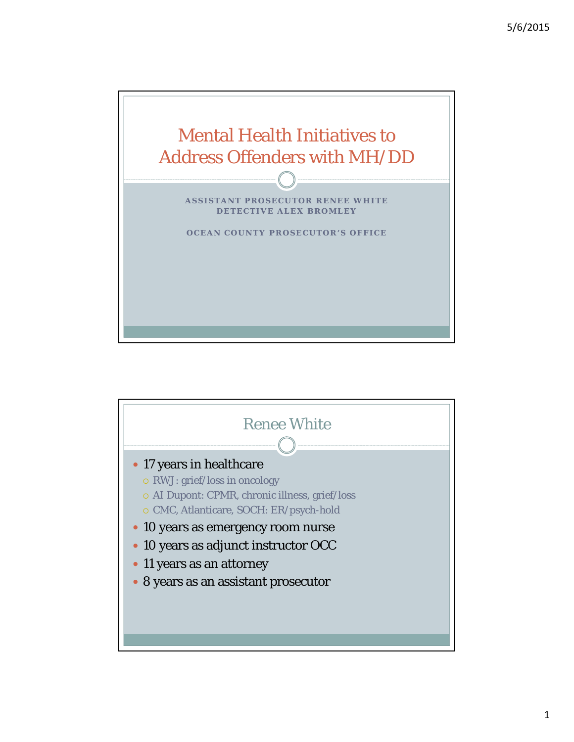# Mental Health Initiatives to Address Offenders with MH/DD

ASSISTANT PROSECUTOR RENEE WHITE
DETECTIVE ALEX BROMLEY

OCEAN COUNTY PROSECUTOR'S OFFICE

## Renee White

- 17 years in healthcare
  - RWJ : grief/loss in oncology
  - AI Dupont: CPMR, chronic illness, grief/loss
  - CMC, Atlanticare, SOCH: ER/psych-hold
- 10 years as emergency room nurse
- 10 years as adjunct instructor OCC
- 11 years as an attorney
- 8 years as an assistant prosecutor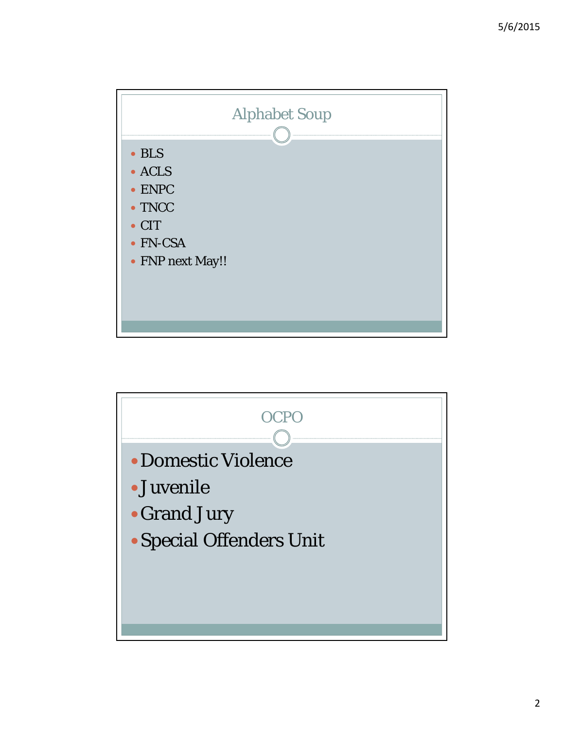## Alphabet Soup

- BLS
- ACLS
- ENPC
- TNCC
- CIT
- FN-CSA
- FNP next May!!

## OCPO

- Domestic Violence
- Juvenile
- Grand Jury
- Special Offenders Unit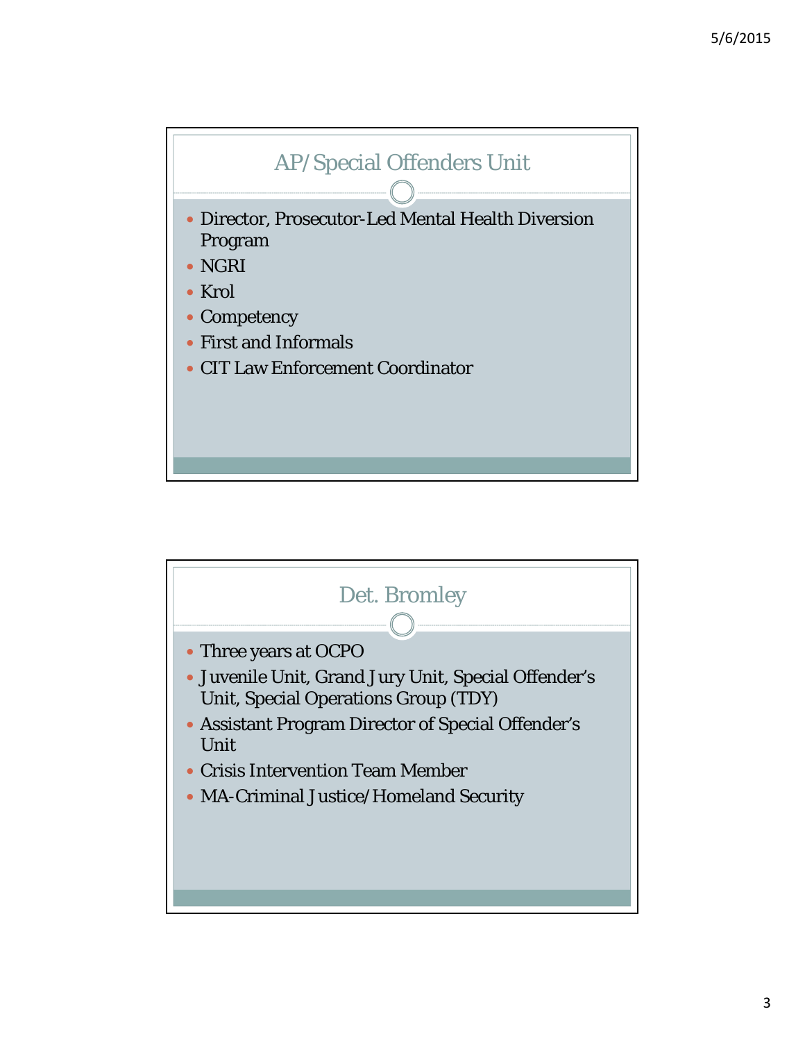## AP/Special Offenders Unit

- Director, Prosecutor-Led Mental Health Diversion Program
- NGRI
- Krol
- Competency
- First and Informals
- CIT Law Enforcement Coordinator

## Det. Bromley

- Three years at OCPO
- Juvenile Unit, Grand Jury Unit, Special Offender's Unit, Special Operations Group (TDY)
- Assistant Program Director of Special Offender's Unit
- Crisis Intervention Team Member
- MA-Criminal Justice/Homeland Security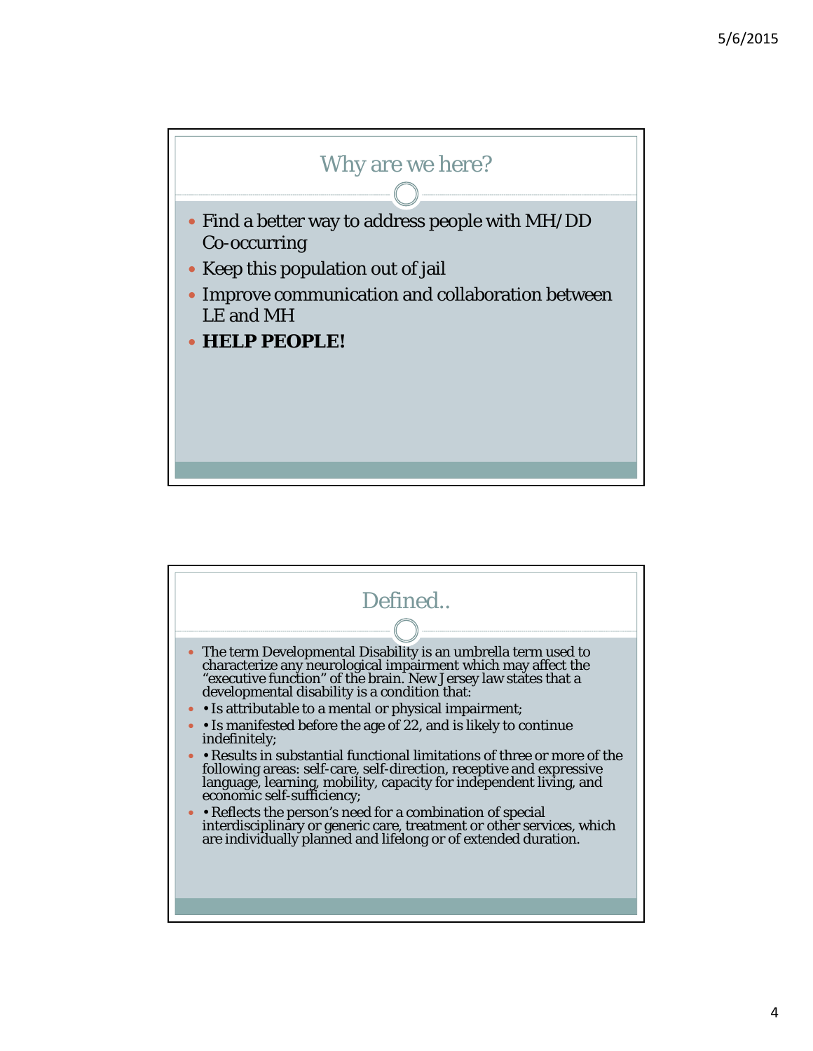## Why are we here?

- Find a better way to address people with MH/DD Co-occurring
- Keep this population out of jail
- Improve communication and collaboration between LE and MH
- **HELP PEOPLE!**

## Defined..

- The term Developmental Disability is an umbrella term used to characterize any neurological impairment which may affect the "executive function" of the brain. New Jersey law states that a developmental disability is a condition that:
- • Is attributable to a mental or physical impairment;
- • Is manifested before the age of 22, and is likely to continue indefinitely;
- • Results in substantial functional limitations of three or more of the following areas: self-care, self-direction, receptive and expressive language, learning, mobility, capacity for independent living, and economic self-sufficiency;
- • Reflects the person's need for a combination of special interdisciplinary or generic care, treatment or other services, which are individually planned and lifelong or of extended duration.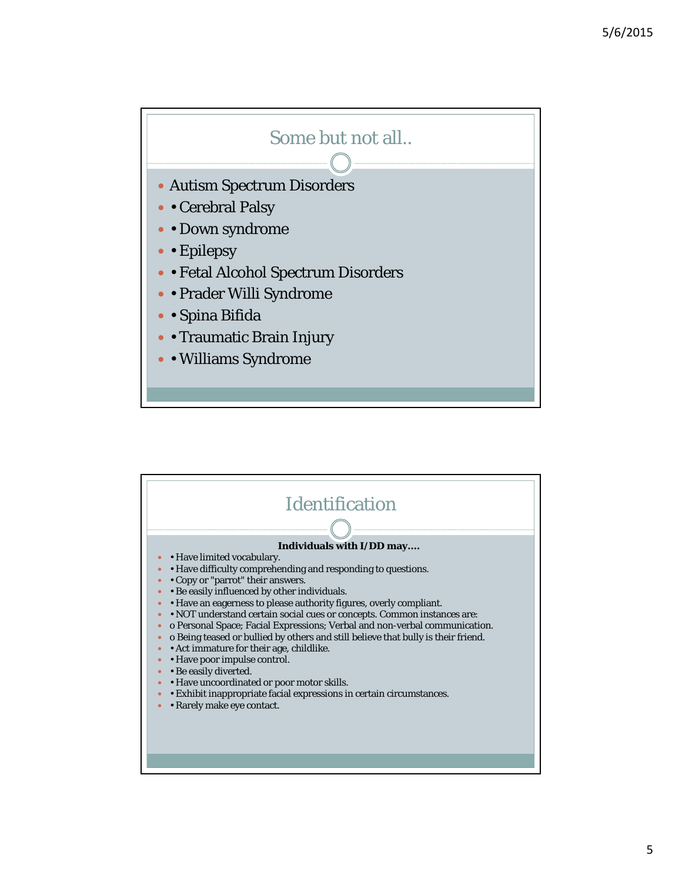## Some but not all..

- Autism Spectrum Disorders
- • Cerebral Palsy
- • Down syndrome
- • Epilepsy
- • Fetal Alcohol Spectrum Disorders
- • Prader Willi Syndrome
- • Spina Bifida
- • Traumatic Brain Injury
- • Williams Syndrome

## Identification

**Individuals with I/DD may….**

- • Have limited vocabulary.
- • Have difficulty comprehending and responding to questions.
- • Copy or "parrot" their answers.
- • Be easily influenced by other individuals.
- • Have an eagerness to please authority figures, overly compliant.
- • NOT understand certain social cues or concepts. Common instances are:
- o Personal Space; Facial Expressions; Verbal and non-verbal communication.
- o Being teased or bullied by others and still believe that bully is their friend.
- • Act immature for their age, childlike.
- • Have poor impulse control.
- • Be easily diverted.
- • Have uncoordinated or poor motor skills.
- • Exhibit inappropriate facial expressions in certain circumstances.
- • Rarely make eye contact.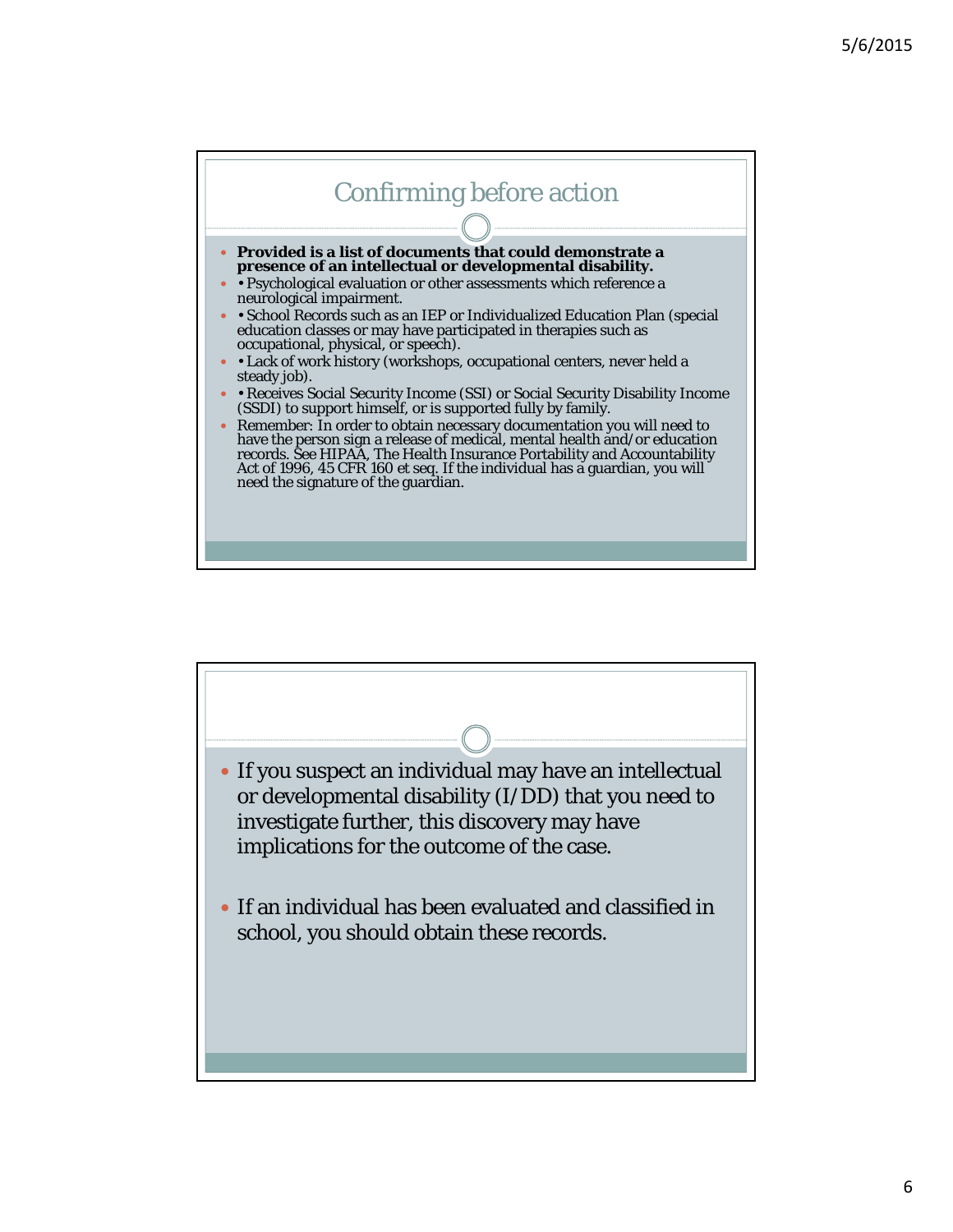## Confirming before action

- **Provided is a list of documents that could demonstrate a presence of an intellectual or developmental disability.**
- • Psychological evaluation or other assessments which reference a neurological impairment.
- • School Records such as an IEP or Individualized Education Plan (special education classes or may have participated in therapies such as occupational, physical, or speech).
- • Lack of work history (workshops, occupational centers, never held a steady job).
- • Receives Social Security Income (SSI) or Social Security Disability Income (SSDI) to support himself, or is supported fully by family.
- Remember: In order to obtain necessary documentation you will need to have the person sign a release of medical, mental health and/or education records. See HIPAA, The Health Insurance Portability and Accountability Act of 1996, 45 CFR 160 et seq. If the individual has a guardian, you will need the signature of the guardian.

---

- If you suspect an individual may have an intellectual or developmental disability (I/DD) that you need to investigate further, this discovery may have implications for the outcome of the case.
- If an individual has been evaluated and classified in school, you should obtain these records.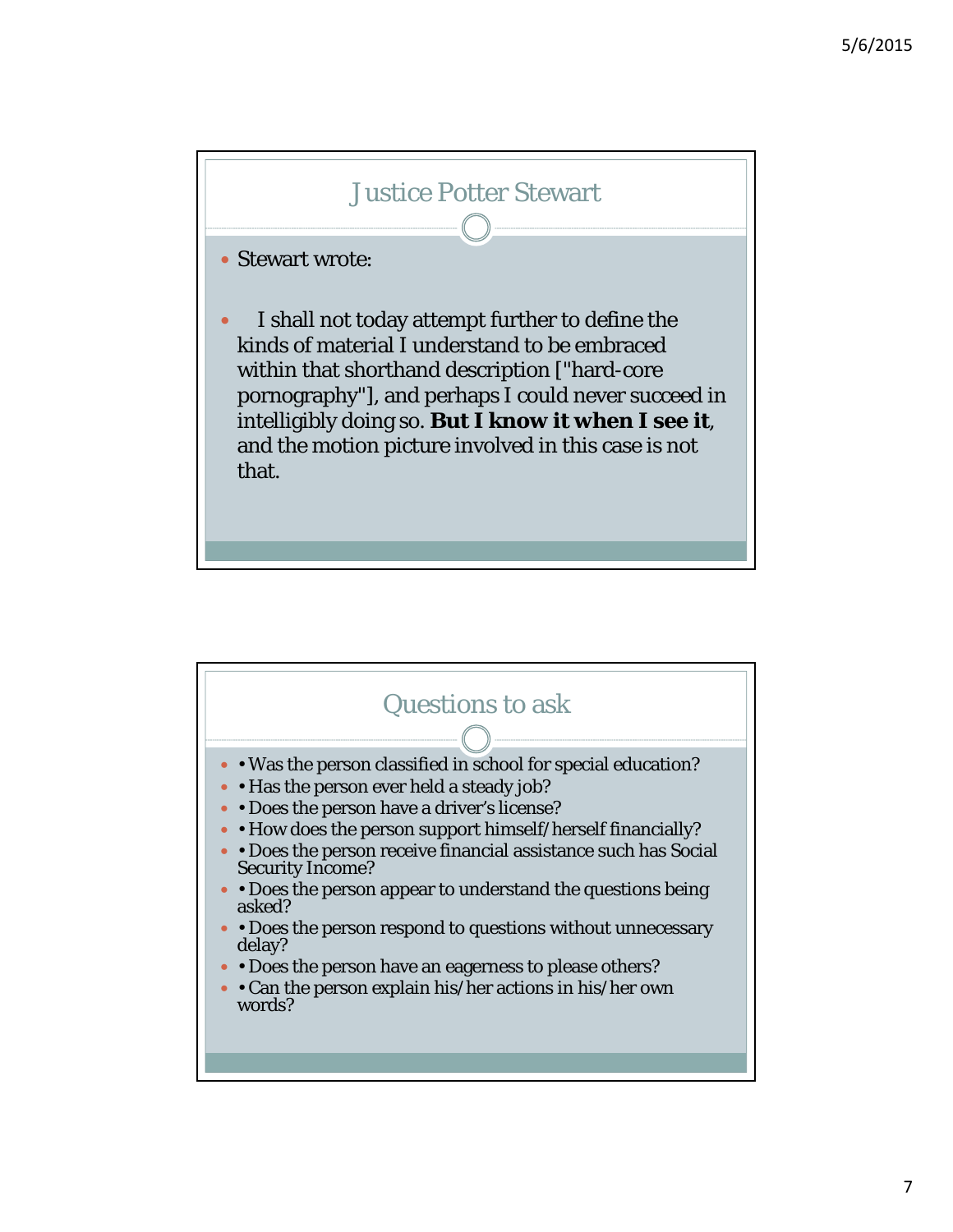## Justice Potter Stewart

- Stewart wrote:
- I shall not today attempt further to define the kinds of material I understand to be embraced within that shorthand description ["hard-core pornography"], and perhaps I could never succeed in intelligibly doing so. **But I know it when I see it**, and the motion picture involved in this case is not that.

## Questions to ask

- • Was the person classified in school for special education?
- • Has the person ever held a steady job?
- • Does the person have a driver's license?
- • How does the person support himself/herself financially?
- • Does the person receive financial assistance such has Social Security Income?
- • Does the person appear to understand the questions being asked?
- • Does the person respond to questions without unnecessary delay?
- • Does the person have an eagerness to please others?
- • Can the person explain his/her actions in his/her own words?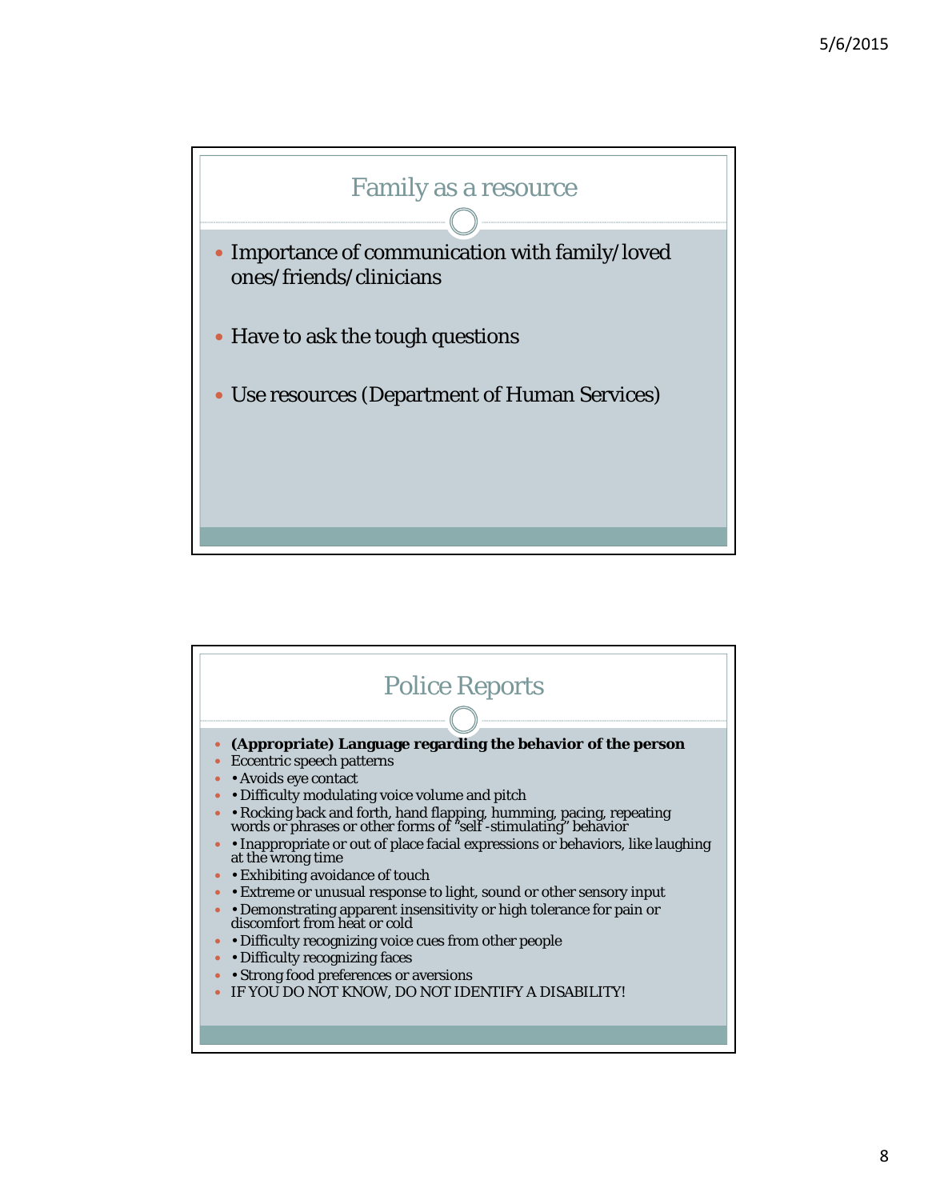## Family as a resource

- Importance of communication with family/loved ones/friends/clinicians
- Have to ask the tough questions
- Use resources (Department of Human Services)

## Police Reports

- **(Appropriate) Language regarding the behavior of the person**
- Eccentric speech patterns
- • Avoids eye contact
- • Difficulty modulating voice volume and pitch
- • Rocking back and forth, hand flapping, humming, pacing, repeating words or phrases or other forms of "self -stimulating" behavior
- • Inappropriate or out of place facial expressions or behaviors, like laughing at the wrong time
- • Exhibiting avoidance of touch
- • Extreme or unusual response to light, sound or other sensory input
- • Demonstrating apparent insensitivity or high tolerance for pain or discomfort from heat or cold
- • Difficulty recognizing voice cues from other people
- • Difficulty recognizing faces
- • Strong food preferences or aversions
- IF YOU DO NOT KNOW, DO NOT IDENTIFY A DISABILITY!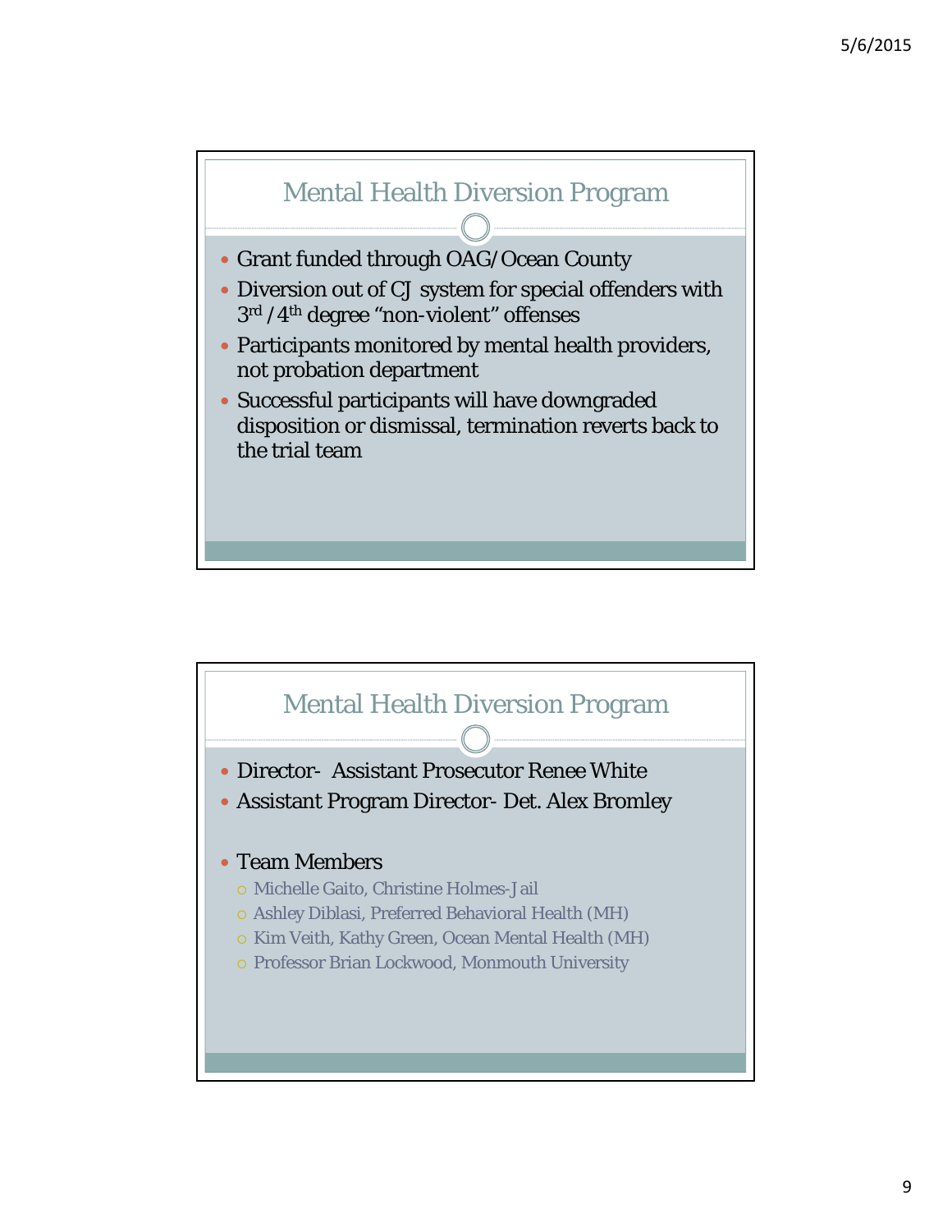## Mental Health Diversion Program

- Grant funded through OAG/Ocean County
- Diversion out of CJ system for special offenders with $3^{rd}$/$4^{th}$ degree "non-violent" offenses
- Participants monitored by mental health providers, not probation department
- Successful participants will have downgraded disposition or dismissal, termination reverts back to the trial team

## Mental Health Diversion Program

- Director- Assistant Prosecutor Renee White
- Assistant Program Director- Det. Alex Bromley
- Team Members
  - Michelle Gaito, Christine Holmes-Jail
  - Ashley Diblasi, Preferred Behavioral Health (MH)
  - Kim Veith, Kathy Green, Ocean Mental Health (MH)
  - Professor Brian Lockwood, Monmouth University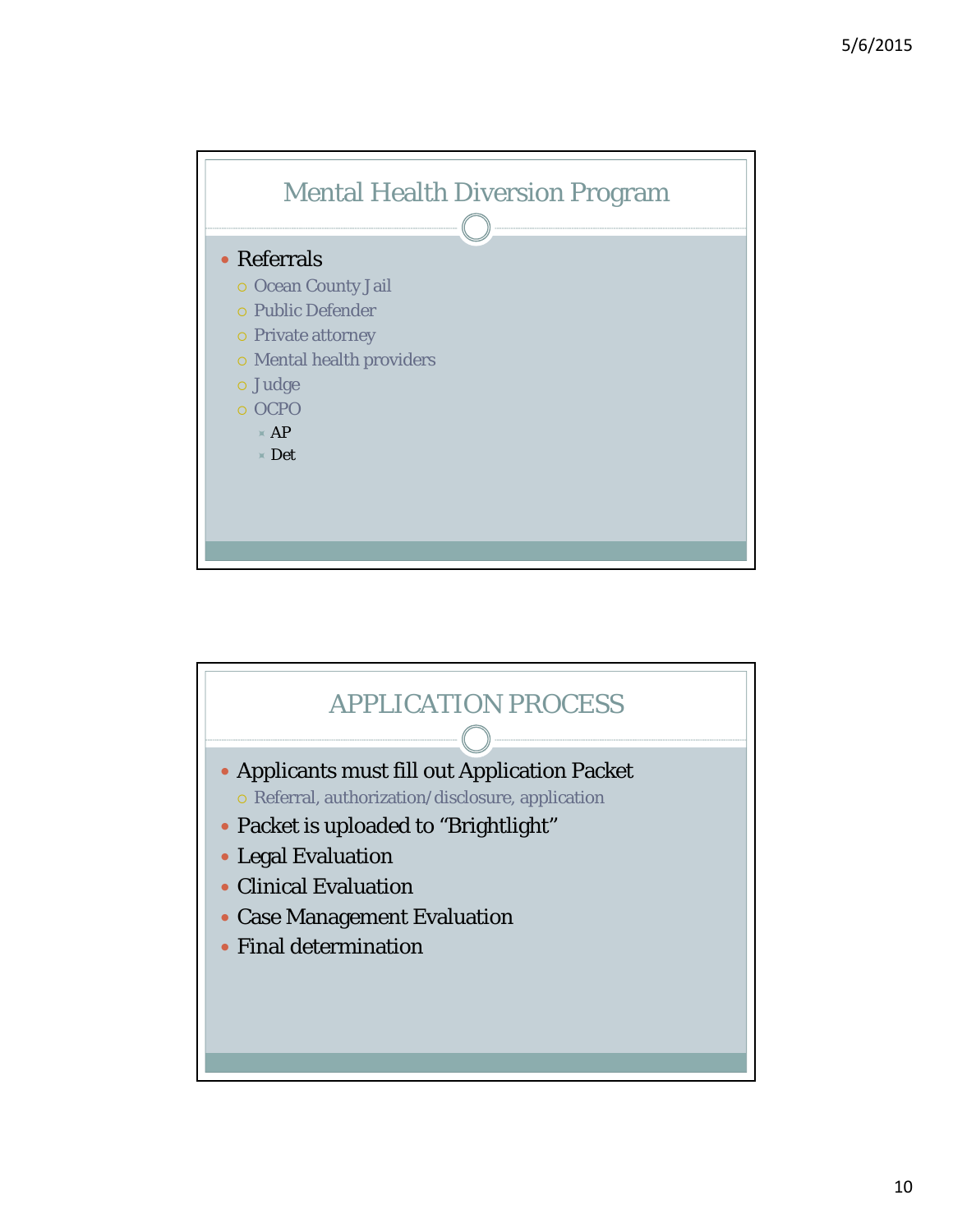## Mental Health Diversion Program

- Referrals
  - Ocean County Jail
  - Public Defender
  - Private attorney
  - Mental health providers
  - Judge
  - OCPO
    - AP
    - Det

## APPLICATION PROCESS

- Applicants must fill out Application Packet
  - Referral, authorization/disclosure, application
- Packet is uploaded to "Brightlight"
- Legal Evaluation
- Clinical Evaluation
- Case Management Evaluation
- Final determination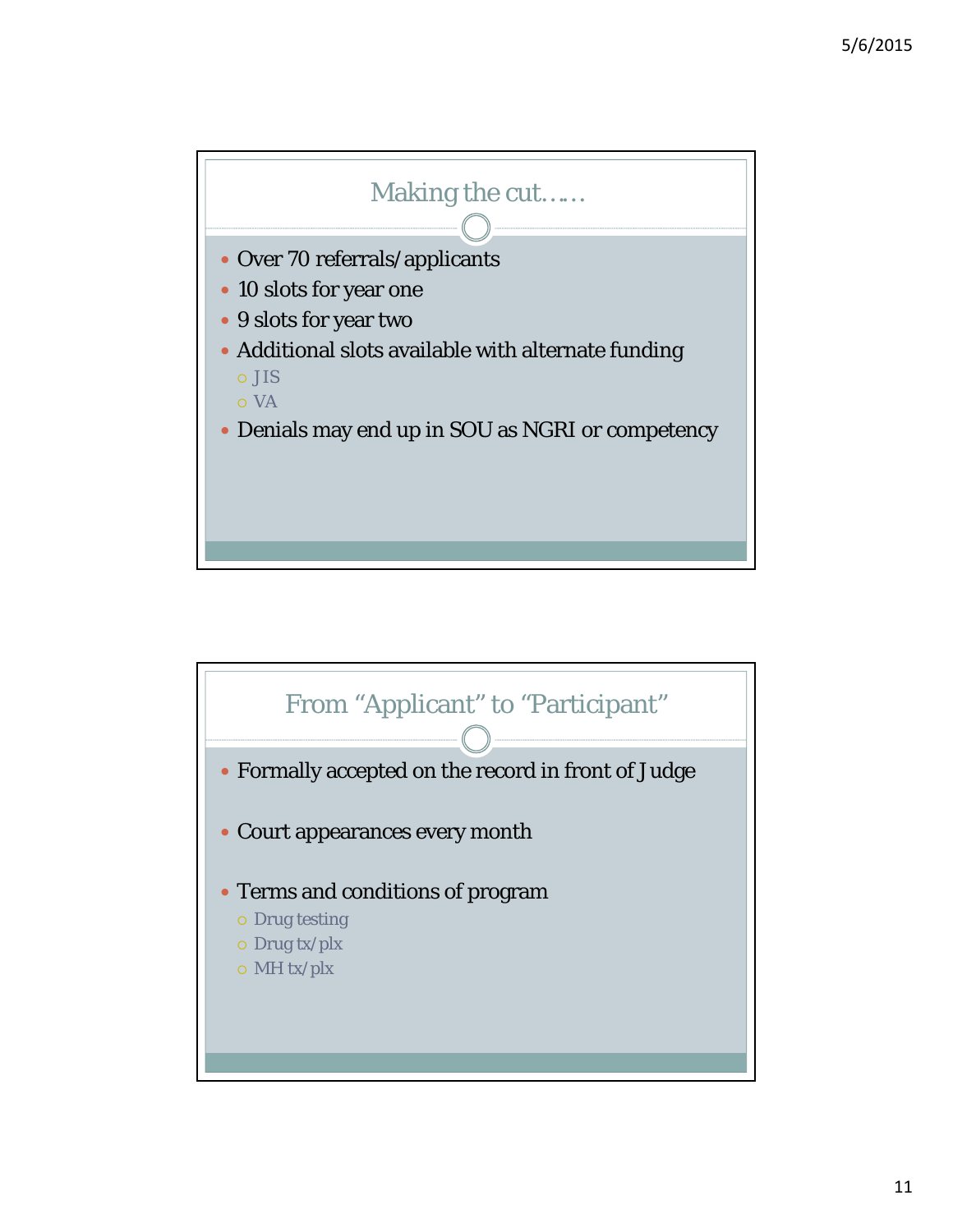## Making the cut……

- Over 70 referrals/applicants
- 10 slots for year one
- 9 slots for year two
- Additional slots available with alternate funding
  - JIS
  - VA
- Denials may end up in SOU as NGRI or competency

## From "Applicant" to "Participant"

- Formally accepted on the record in front of Judge
- Court appearances every month
- Terms and conditions of program
  - Drug testing
  - Drug tx/plx
  - MH tx/plx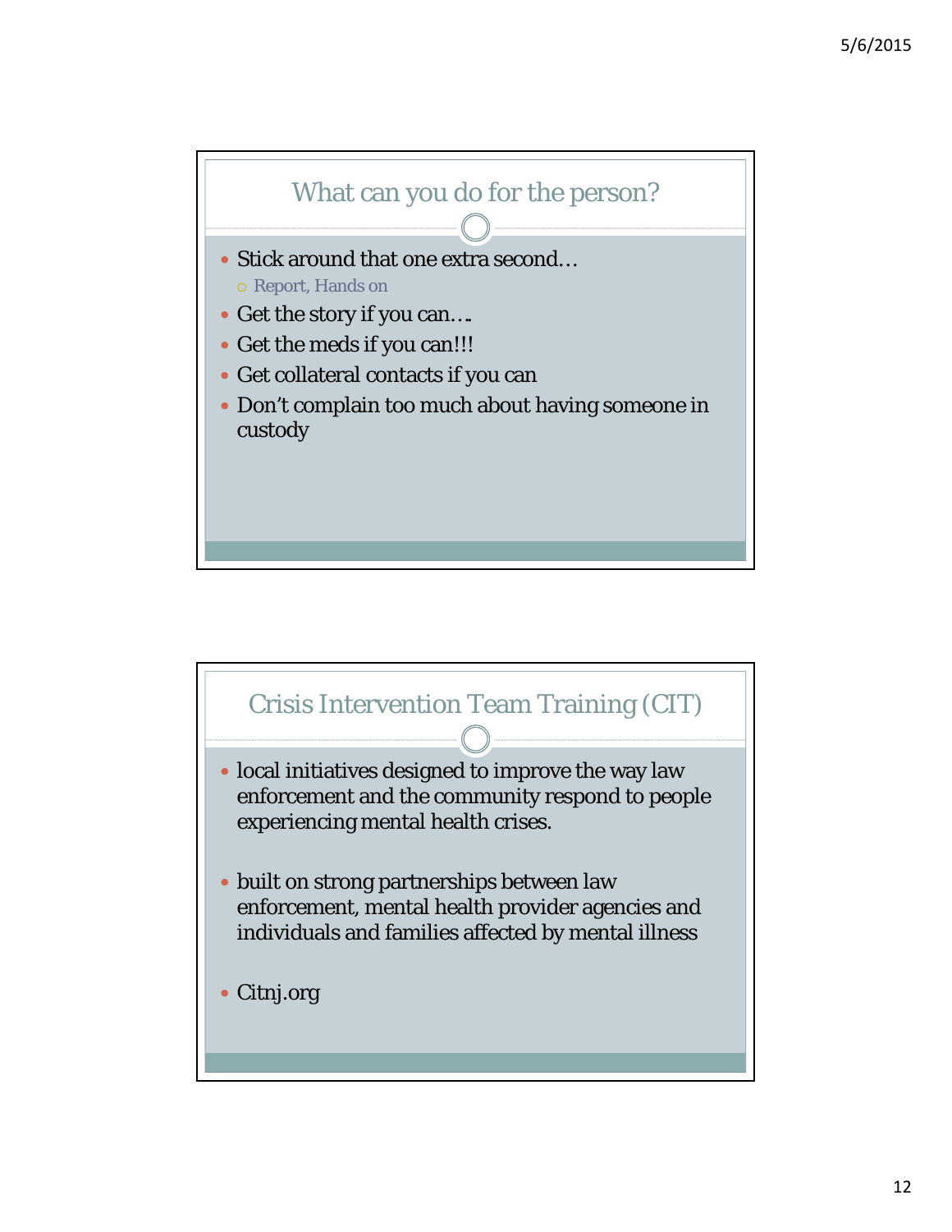## What can you do for the person?

- Stick around that one extra second…
  - Report, Hands on
- Get the story if you can….
- Get the meds if you can!!!
- Get collateral contacts if you can
- Don't complain too much about having someone in custody

## Crisis Intervention Team Training (CIT)

- local initiatives designed to improve the way law enforcement and the community respond to people experiencing mental health crises.
- built on strong partnerships between law enforcement, mental health provider agencies and individuals and families affected by mental illness
- Citnj.org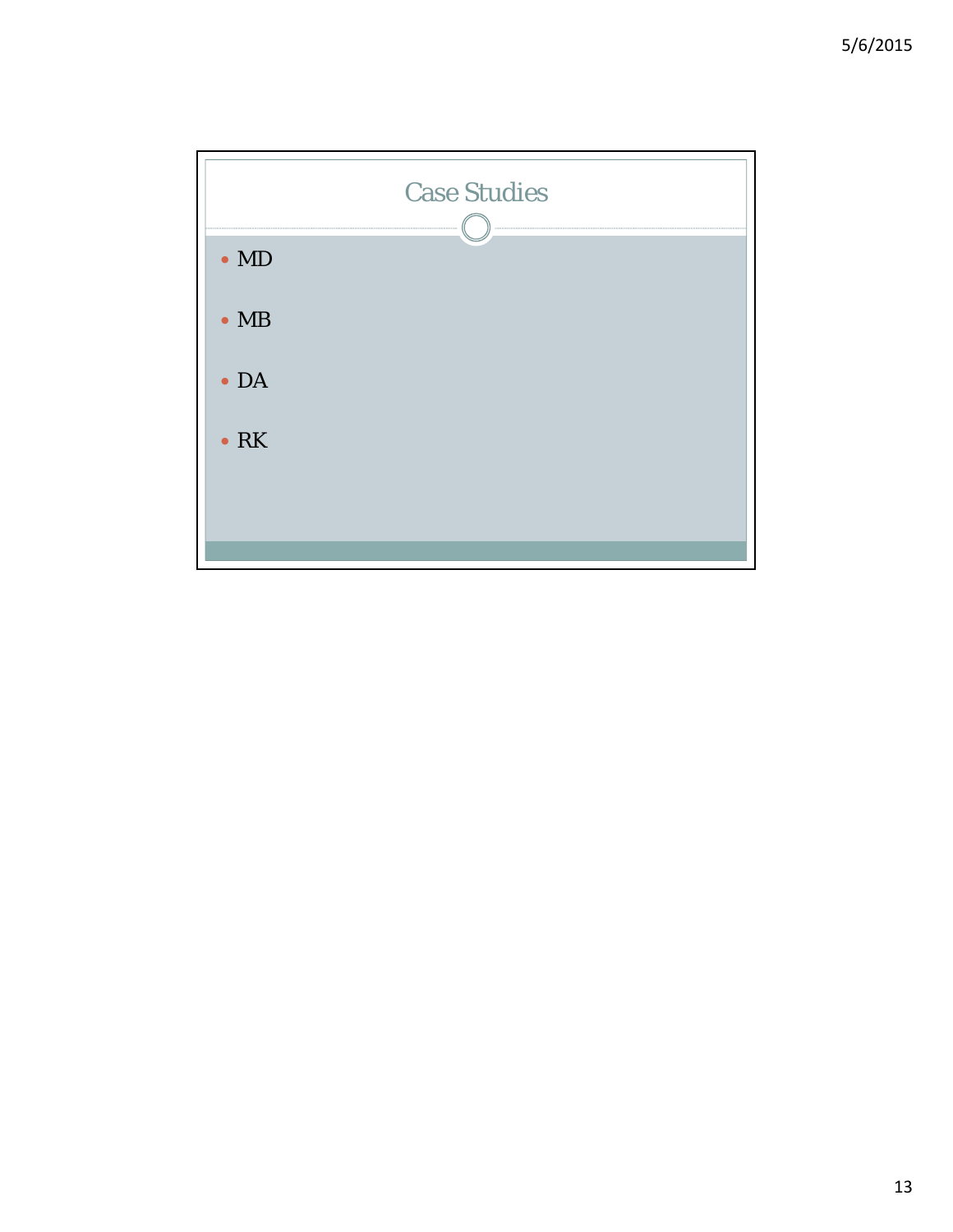# Case Studies

- MD
- MB
- DA
- RK